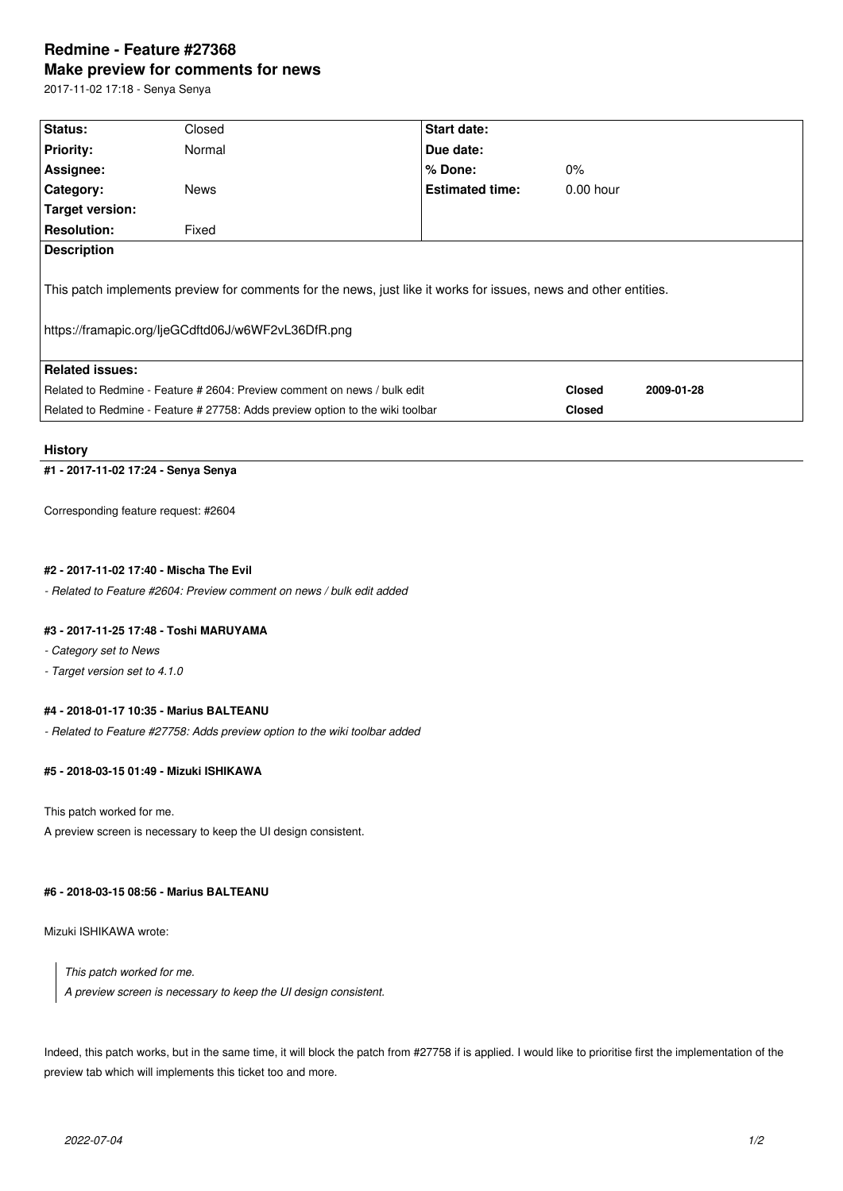# Redmine - Feature #27368

## Make preview for comments for news

2017-11-02 17:18 - Senya Senya

| Status: | Closed | Start date: | |
|---|---|---|---|
| Priority: | Normal | Due date: | |
| Assignee: | | % Done: | 0% |
| Category: | News | Estimated time: | 0.00 hour |
| Target version: | | | |
| Resolution: | Fixed | | |

**Description**

This patch implements preview for comments for the news, just like it works for issues, news and other entities.

https://framapic.org/IjeGCdftd06J/w6WF2vL36DfR.png

**Related issues:**

| | | |
|---|---|---|
| Related to Redmine - Feature # 2604: Preview comment on news / bulk edit | Closed | 2009-01-28 |
| Related to Redmine - Feature # 27758: Adds preview option to the wiki toolbar | Closed | |

### History

#### #1 - 2017-11-02 17:24 - Senya Senya

Corresponding feature request: #2604

#### #2 - 2017-11-02 17:40 - Mischa The Evil

*- Related to Feature #2604: Preview comment on news / bulk edit added*

#### #3 - 2017-11-25 17:48 - Toshi MARUYAMA

*- Category set to News*

*- Target version set to 4.1.0*

#### #4 - 2018-01-17 10:35 - Marius BALTEANU

*- Related to Feature #27758: Adds preview option to the wiki toolbar added*

#### #5 - 2018-03-15 01:49 - Mizuki ISHIKAWA

This patch worked for me.
A preview screen is necessary to keep the UI design consistent.

#### #6 - 2018-03-15 08:56 - Marius BALTEANU

Mizuki ISHIKAWA wrote:

> *This patch worked for me.*
> *A preview screen is necessary to keep the UI design consistent.*

Indeed, this patch works, but in the same time, it will block the patch from #27758 if is applied. I would like to prioritise first the implementation of the preview tab which will implements this ticket too and more.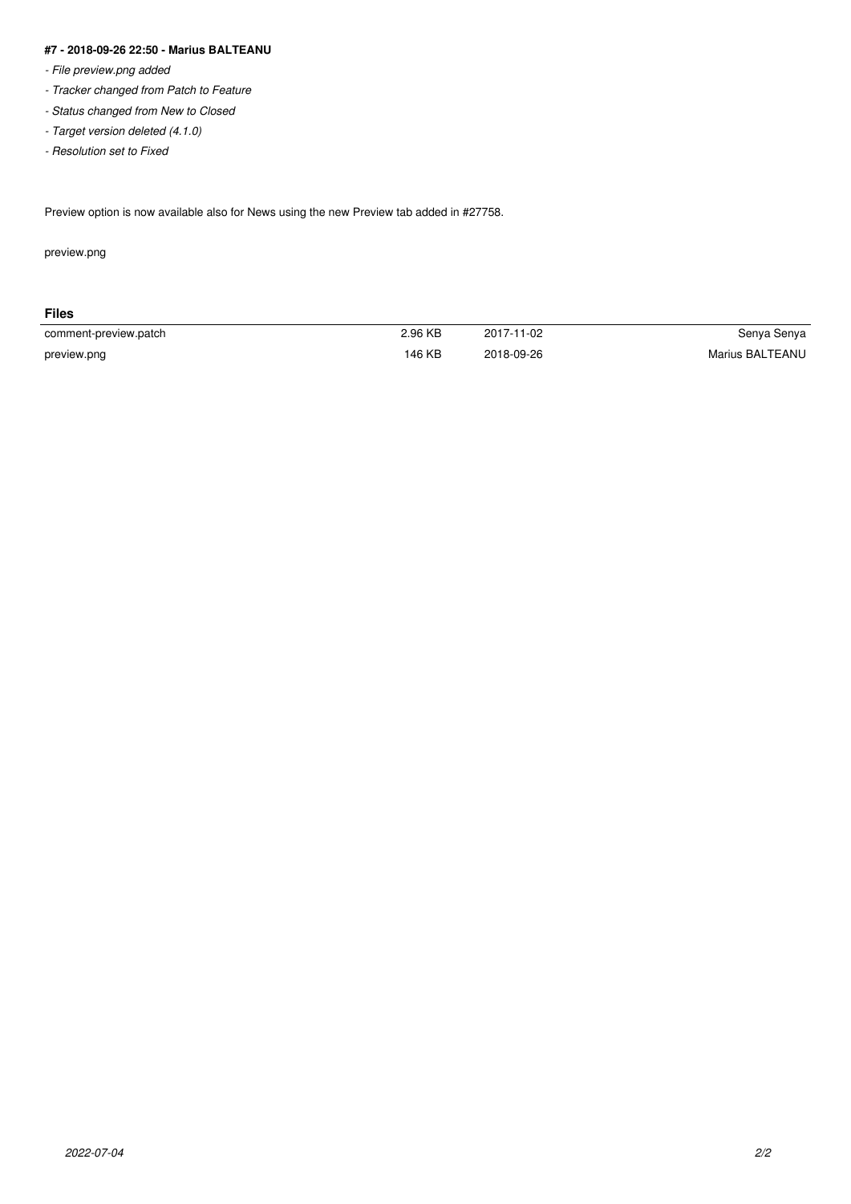#### #7 - 2018-09-26 22:50 - Marius BALTEANU

- *File preview.png added*
- *Tracker changed from Patch to Feature*
- *Status changed from New to Closed*
- *Target version deleted (4.1.0)*
- *Resolution set to Fixed*

Preview option is now available also for News using the new Preview tab added in #27758.

preview.png

### Files

| | | | |
|---|---|---|---|
| comment-preview.patch | 2.96 KB | 2017-11-02 | Senya Senya |
| preview.png | 146 KB | 2018-09-26 | Marius BALTEANU |